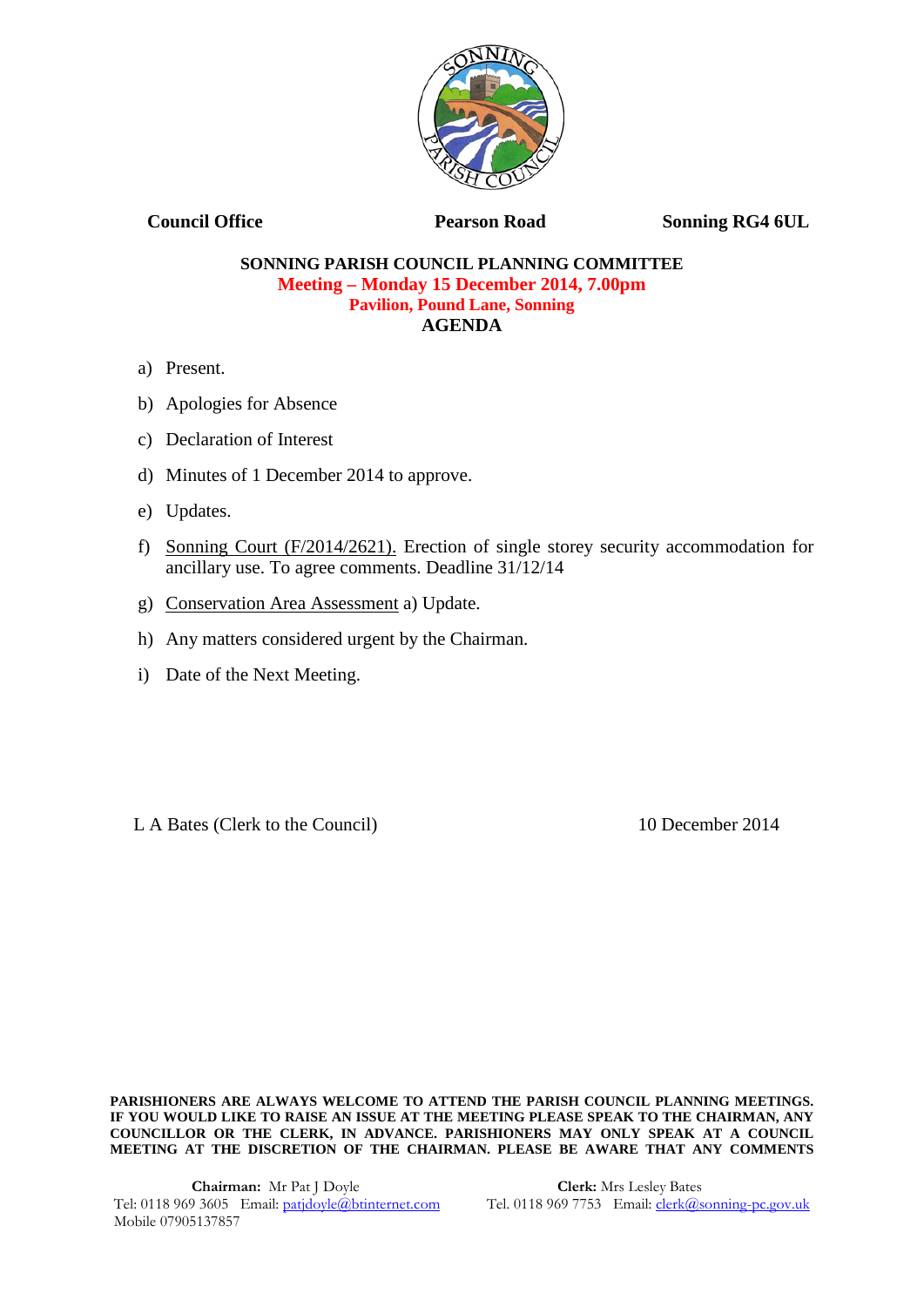Council Office Pearson Road Sonning RG4 6UL

**SONNING PARISH COUNCIL PLANNING COMMITTEE**

**Meeting – Monday 15 December 2014, 7.00pm**

**Pavilion, Pound Lane, Sonning**

**AGENDA**

a) Present.

b) Apologies for Absence

c) Declaration of Interest

d) Minutes of 1 December 2014 to approve.

e) Updates.

f) Sonning Court (F/2014/2621). Erection of single storey security accommodation for ancillary use. To agree comments. Deadline 31/12/14

g) Conservation Area Assessment a) Update.

h) Any matters considered urgent by the Chairman.

i) Date of the Next Meeting.

L A Bates (Clerk to the Council) 10 December 2014

**PARISHIONERS ARE ALWAYS WELCOME TO ATTEND THE PARISH COUNCIL PLANNING MEETINGS. IF YOU WOULD LIKE TO RAISE AN ISSUE AT THE MEETING PLEASE SPEAK TO THE CHAIRMAN, ANY COUNCILLOR OR THE CLERK, IN ADVANCE. PARISHIONERS MAY ONLY SPEAK AT A COUNCIL MEETING AT THE DISCRETION OF THE CHAIRMAN. PLEASE BE AWARE THAT ANY COMMENTS**

**Chairman:** Mr Pat J Doyle
Tel: 0118 969 3605 Email: patjdoyle@btinternet.com
Mobile 07905137857

**Clerk:** Mrs Lesley Bates
Tel. 0118 969 7753 Email: clerk@sonning-pc.gov.uk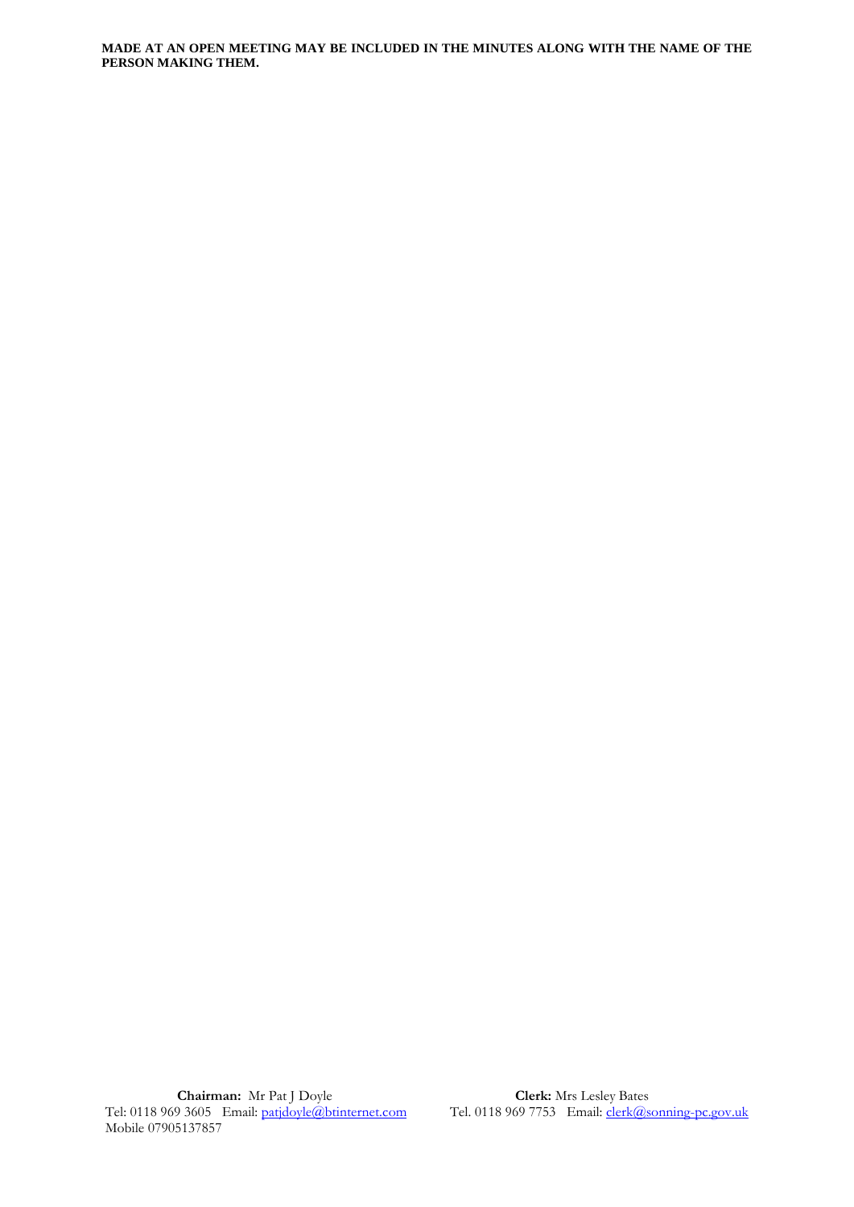**MADE AT AN OPEN MEETING MAY BE INCLUDED IN THE MINUTES ALONG WITH THE NAME OF THE PERSON MAKING THEM.**

**Chairman:** Mr Pat J Doyle
Tel: 0118 969 3605 Email: patjdoyle@btinternet.com
Mobile 07905137857

**Clerk:** Mrs Lesley Bates
Tel. 0118 969 7753 Email: clerk@sonning-pc.gov.uk